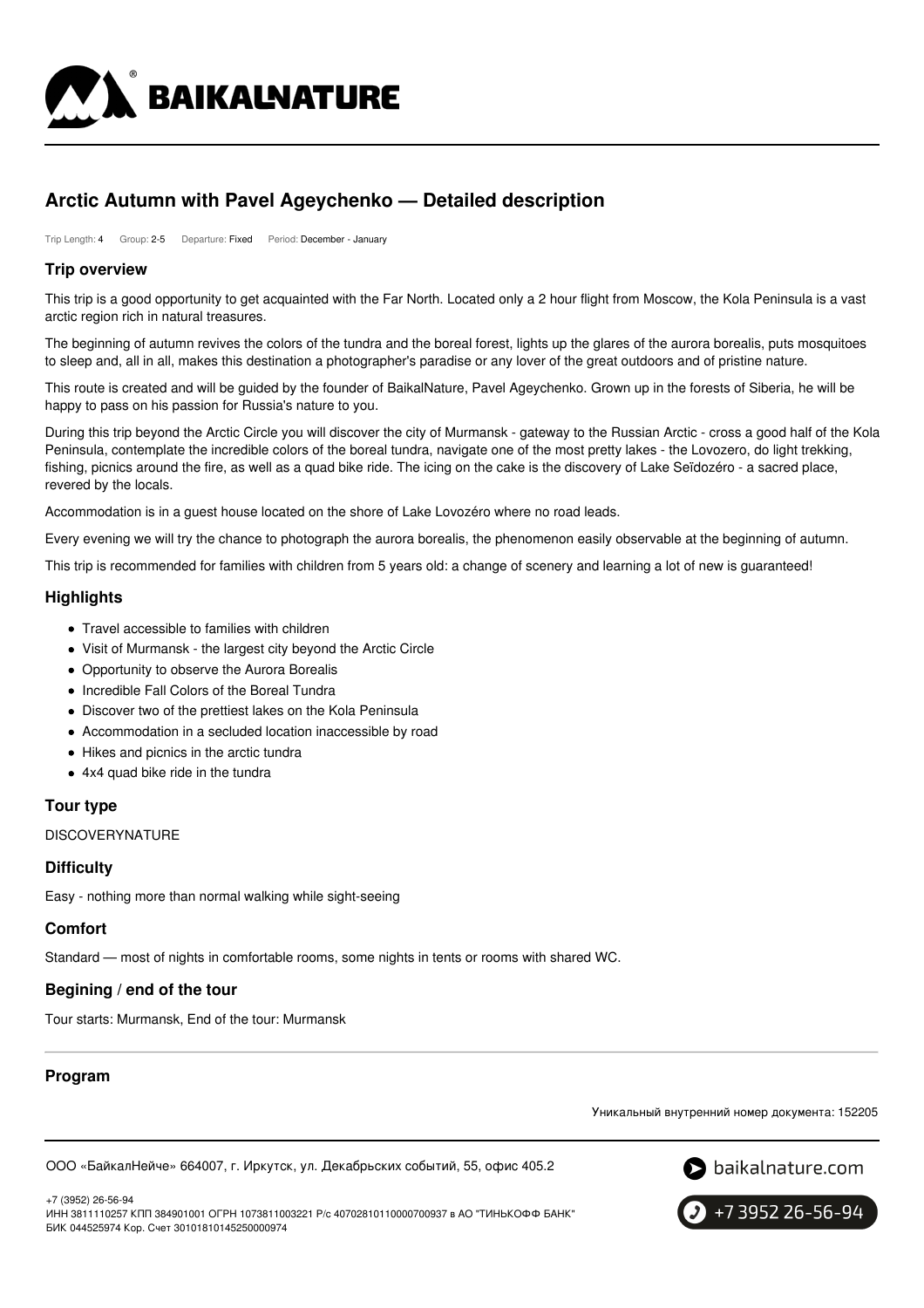# Arctic Autumn with Pavel Ageychenko — Detailed description

Trip Length: 4 Group: 2-5 Departure: Fixed Period: December - January

## Trip overview

This trip is a good opportunity to get acquainted with the Far North. Located only a 2 hour flight from Moscow, the Kola Peninsula is a vast arctic region rich in natural treasures.

The beginning of autumn revives the colors of the tundra and the boreal forest, lights up the glares of the aurora borealis, puts mosquitoes to sleep and, all in all, makes this destination a photographer's paradise or any lover of the great outdoors and of pristine nature.

This route is created and will be guided by the founder of BaikalNature, Pavel Ageychenko. Grown up in the forests of Siberia, he will be happy to pass on his passion for Russia's nature to you.

During this trip beyond the Arctic Circle you will discover the city of Murmansk - gateway to the Russian Arctic - cross a good half of the Kola Peninsula, contemplate the incredible colors of the boreal tundra, navigate one of the most pretty lakes - the Lovozero, do light trekking, fishing, picnics around the fire, as well as a quad bike ride. The icing on the cake is the discovery of Lake Seïdozéro - a sacred place, revered by the locals.

Accommodation is in a guest house located on the shore of Lake Lovozéro where no road leads.

Every evening we will try the chance to photograph the aurora borealis, the phenomenon easily observable at the beginning of autumn.

This trip is recommended for families with children from 5 years old: a change of scenery and learning a lot of new is guaranteed!

## Highlights

- Travel accessible to families with children
- Visit of Murmansk - the largest city beyond the Arctic Circle
- Opportunity to observe the Aurora Borealis
- Incredible Fall Colors of the Boreal Tundra
- Discover two of the prettiest lakes on the Kola Peninsula
- Accommodation in a secluded location inaccessible by road
- Hikes and picnics in the arctic tundra
- 4x4 quad bike ride in the tundra

## Tour type

DISCOVERYNATURE

## Difficulty

Easy - nothing more than normal walking while sight-seeing

## Comfort

Standard — most of nights in comfortable rooms, some nights in tents or rooms with shared WC.

## Begining / end of the tour

Tour starts: Murmansk, End of the tour: Murmansk

## Program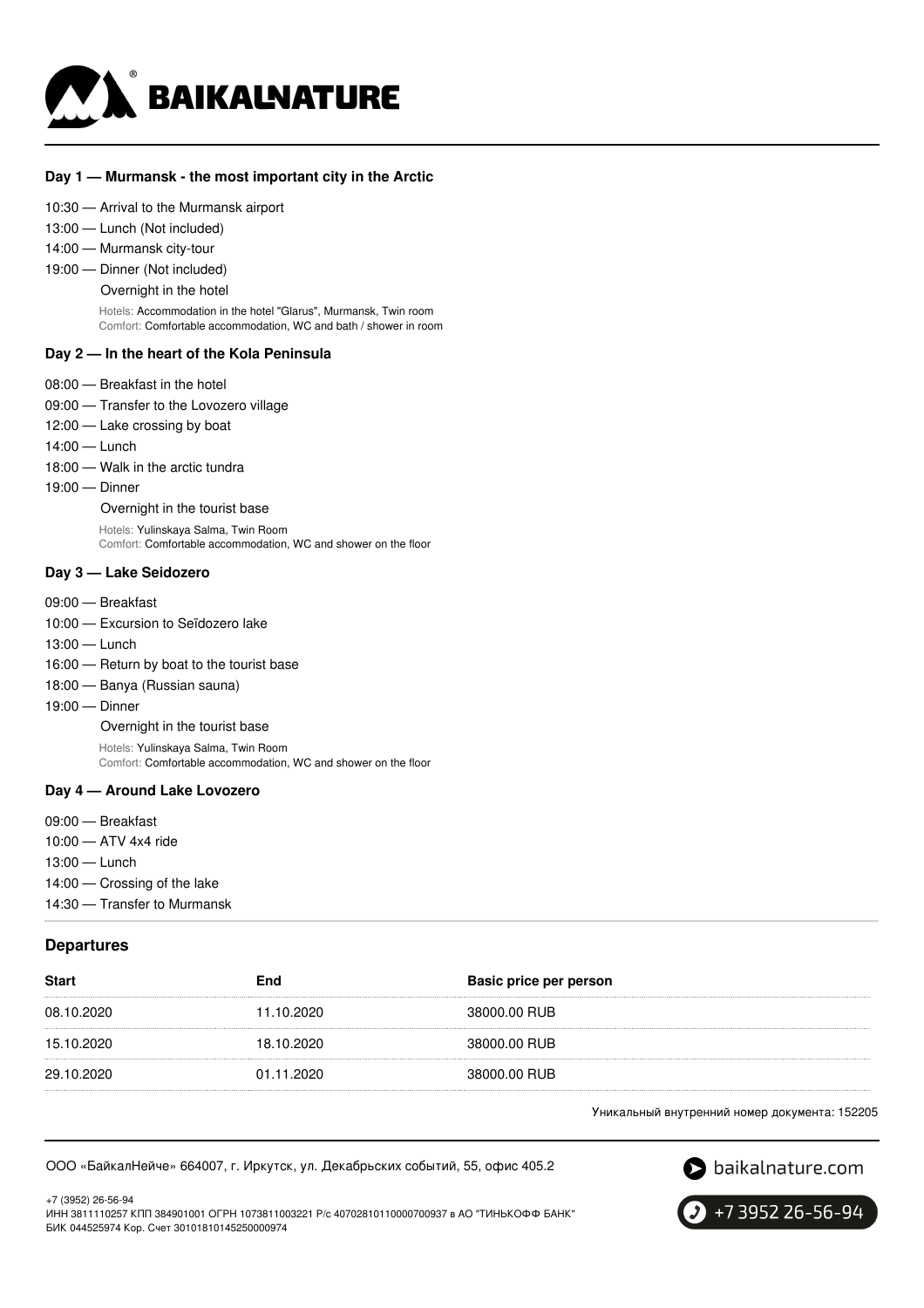### Day 1 — Murmansk - the most important city in the Arctic

10:30 — Arrival to the Murmansk airport
13:00 — Lunch (Not included)
14:00 — Murmansk city-tour
19:00 — Dinner (Not included)
Overnight in the hotel

Hotels: Accommodation in the hotel "Glarus", Murmansk, Twin room
Comfort: Comfortable accommodation, WC and bath / shower in room

### Day 2 — In the heart of the Kola Peninsula

08:00 — Breakfast in the hotel
09:00 — Transfer to the Lovozero village
12:00 — Lake crossing by boat
14:00 — Lunch
18:00 — Walk in the arctic tundra
19:00 — Dinner
Overnight in the tourist base

Hotels: Yulinskaya Salma, Twin Room
Comfort: Comfortable accommodation, WC and shower on the floor

### Day 3 — Lake Seidozero

09:00 — Breakfast
10:00 — Excursion to Seïdozero lake
13:00 — Lunch
16:00 — Return by boat to the tourist base
18:00 — Banya (Russian sauna)
19:00 — Dinner
Overnight in the tourist base

Hotels: Yulinskaya Salma, Twin Room
Comfort: Comfortable accommodation, WC and shower on the floor

### Day 4 — Around Lake Lovozero

09:00 — Breakfast
10:00 — ATV 4x4 ride
13:00 — Lunch
14:00 — Crossing of the lake
14:30 — Transfer to Murmansk

## Departures

| Start | End | Basic price per person |
|---|---|---|
| 08.10.2020 | 11.10.2020 | 38000.00 RUB |
| 15.10.2020 | 18.10.2020 | 38000.00 RUB |
| 29.10.2020 | 01.11.2020 | 38000.00 RUB |

Уникальный внутренний номер документа: 152205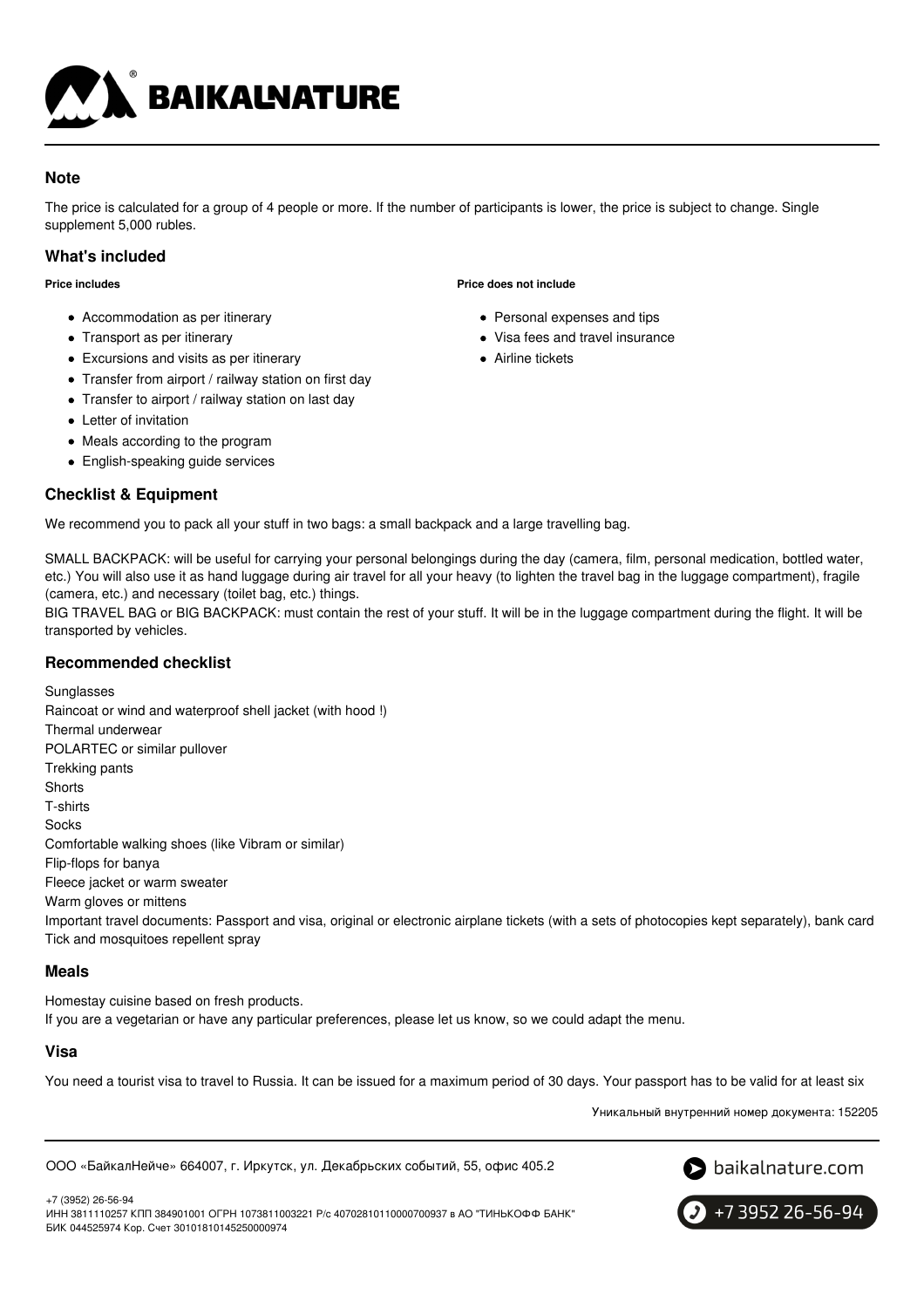## Note

The price is calculated for a group of 4 people or more. If the number of participants is lower, the price is subject to change. Single supplement 5,000 rubles.

## What's included

**Price includes**

- Accommodation as per itinerary
- Transport as per itinerary
- Excursions and visits as per itinerary
- Transfer from airport / railway station on first day
- Transfer to airport / railway station on last day
- Letter of invitation
- Meals according to the program
- English-speaking guide services

**Price does not include**

- Personal expenses and tips
- Visa fees and travel insurance
- Airline tickets

## Checklist & Equipment

We recommend you to pack all your stuff in two bags: a small backpack and a large travelling bag.

SMALL BACKPACK: will be useful for carrying your personal belongings during the day (camera, film, personal medication, bottled water, etc.) You will also use it as hand luggage during air travel for all your heavy (to lighten the travel bag in the luggage compartment), fragile (camera, etc.) and necessary (toilet bag, etc.) things.
BIG TRAVEL BAG or BIG BACKPACK: must contain the rest of your stuff. It will be in the luggage compartment during the flight. It will be transported by vehicles.

## Recommended checklist

Sunglasses
Raincoat or wind and waterproof shell jacket (with hood !)
Thermal underwear
POLARTEC or similar pullover
Trekking pants
Shorts
T-shirts
Socks
Comfortable walking shoes (like Vibram or similar)
Flip-flops for banya
Fleece jacket or warm sweater
Warm gloves or mittens
Important travel documents: Passport and visa, original or electronic airplane tickets (with a sets of photocopies kept separately), bank card
Tick and mosquitoes repellent spray

## Meals

Homestay cuisine based on fresh products.
If you are a vegetarian or have any particular preferences, please let us know, so we could adapt the menu.

## Visa

You need a tourist visa to travel to Russia. It can be issued for a maximum period of 30 days. Your passport has to be valid for at least six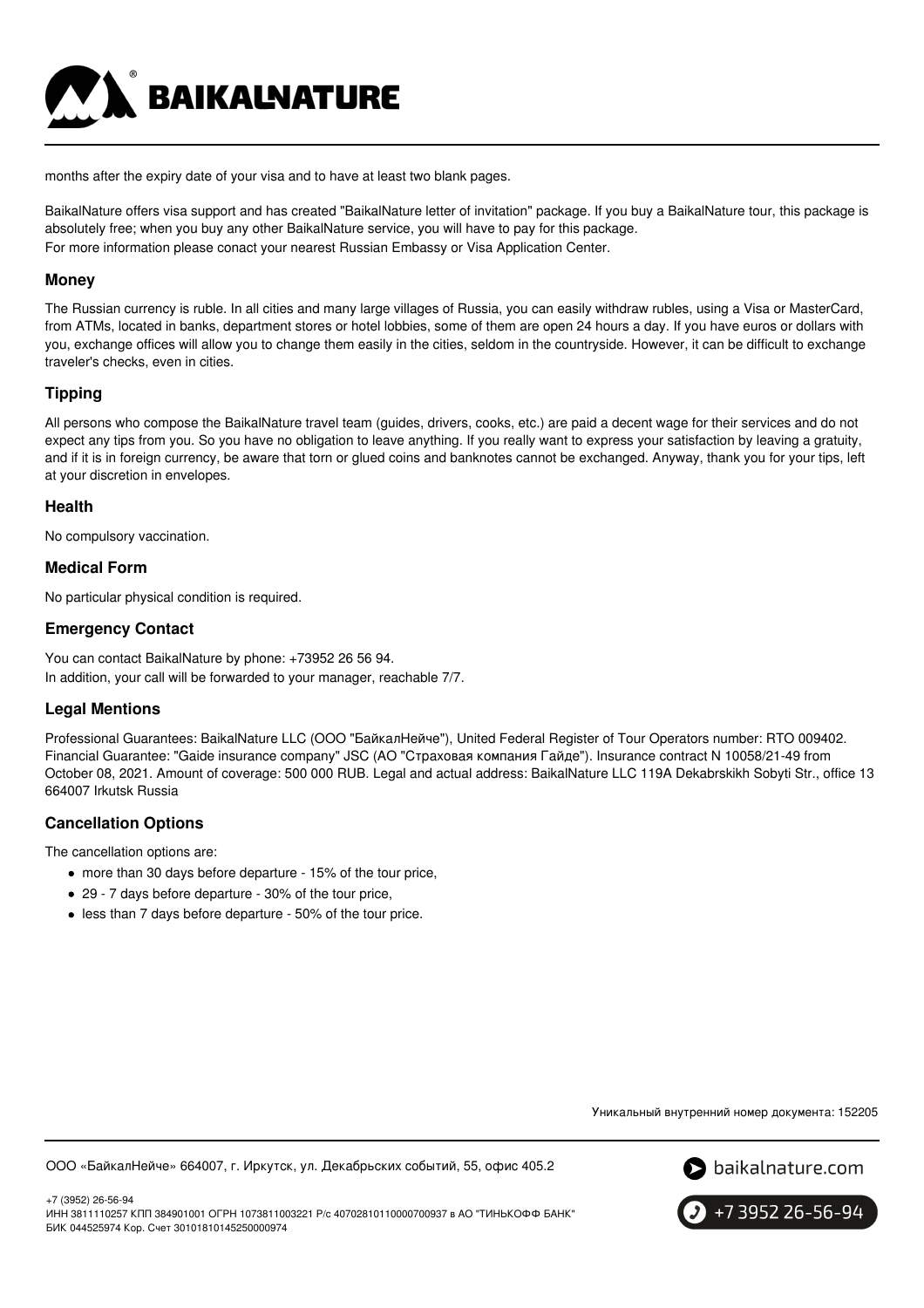months after the expiry date of your visa and to have at least two blank pages.

BaikalNature offers visa support and has created "BaikalNature letter of invitation" package. If you buy a BaikalNature tour, this package is absolutely free; when you buy any other BaikalNature service, you will have to pay for this package.
For more information please conact your nearest Russian Embassy or Visa Application Center.

### Money

The Russian currency is ruble. In all cities and many large villages of Russia, you can easily withdraw rubles, using a Visa or MasterCard, from ATMs, located in banks, department stores or hotel lobbies, some of them are open 24 hours a day. If you have euros or dollars with you, exchange offices will allow you to change them easily in the cities, seldom in the countryside. However, it can be difficult to exchange traveler's checks, even in cities.

### Tipping

All persons who compose the BaikalNature travel team (guides, drivers, cooks, etc.) are paid a decent wage for their services and do not expect any tips from you. So you have no obligation to leave anything. If you really want to express your satisfaction by leaving a gratuity, and if it is in foreign currency, be aware that torn or glued coins and banknotes cannot be exchanged. Anyway, thank you for your tips, left at your discretion in envelopes.

### Health

No compulsory vaccination.

### Medical Form

No particular physical condition is required.

### Emergency Contact

You can contact BaikalNature by phone: +73952 26 56 94.
In addition, your call will be forwarded to your manager, reachable 7/7.

### Legal Mentions

Professional Guarantees: BaikalNature LLC (ООО "БайкалНейче"), United Federal Register of Tour Operators number: RTO 009402. Financial Guarantee: "Gaide insurance company" JSC (АО "Страховая компания Гайде"). Insurance contract N 10058/21-49 from October 08, 2021. Amount of coverage: 500 000 RUB. Legal and actual address: BaikalNature LLC 119A Dekabrskikh Sobyti Str., office 13 664007 Irkutsk Russia

### Cancellation Options

The cancellation options are:

- more than 30 days before departure - 15% of the tour price,
- 29 - 7 days before departure - 30% of the tour price,
- less than 7 days before departure - 50% of the tour price.

Уникальный внутренний номер документа: 152205